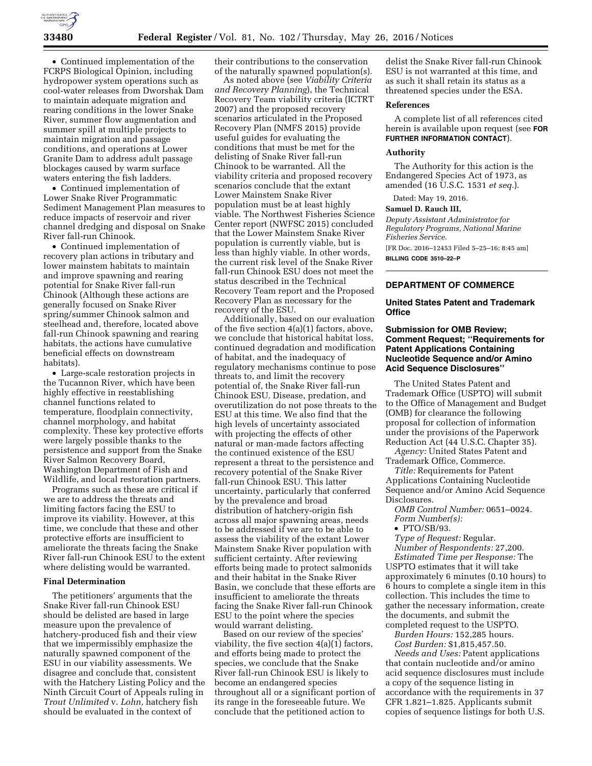- Continued implementation of the FCRPS Biological Opinion, including hydropower system operations such as cool-water releases from Dworshak Dam to maintain adequate migration and rearing conditions in the lower Snake River, summer flow augmentation and summer spill at multiple projects to maintain migration and passage conditions, and operations at Lower Granite Dam to address adult passage blockages caused by warm surface waters entering the fish ladders.
- Continued implementation of Lower Snake River Programmatic Sediment Management Plan measures to reduce impacts of reservoir and river channel dredging and disposal on Snake River fall-run Chinook.
- Continued implementation of recovery plan actions in tributary and lower mainstem habitats to maintain and improve spawning and rearing potential for Snake River fall-run Chinook (Although these actions are generally focused on Snake River spring/summer Chinook salmon and steelhead and, therefore, located above fall-run Chinook spawning and rearing habitats, the actions have cumulative beneficial effects on downstream habitats).
- Large-scale restoration projects in the Tucannon River, which have been highly effective in reestablishing channel functions related to temperature, floodplain connectivity, channel morphology, and habitat complexity. These key protective efforts were largely possible thanks to the persistence and support from the Snake River Salmon Recovery Board, Washington Department of Fish and Wildlife, and local restoration partners.

Programs such as these are critical if we are to address the threats and limiting factors facing the ESU to improve its viability. However, at this time, we conclude that these and other protective efforts are insufficient to ameliorate the threats facing the Snake River fall-run Chinook ESU to the extent where delisting would be warranted.

### Final Determination

The petitioners' arguments that the Snake River fall-run Chinook ESU should be delisted are based in large measure upon the prevalence of hatchery-produced fish and their view that we impermissibly emphasize the naturally spawned component of the ESU in our viability assessments. We disagree and conclude that, consistent with the Hatchery Listing Policy and the Ninth Circuit Court of Appeals ruling in *Trout Unlimited* v. *Lohn,* hatchery fish should be evaluated in the context of their contributions to the conservation of the naturally spawned population(s).

As noted above (see *Viability Criteria and Recovery Planning*), the Technical Recovery Team viability criteria (ICTRT 2007) and the proposed recovery scenarios articulated in the Proposed Recovery Plan (NMFS 2015) provide useful guides for evaluating the conditions that must be met for the delisting of Snake River fall-run Chinook to be warranted. All the viability criteria and proposed recovery scenarios conclude that the extant Lower Mainstem Snake River population must be at least highly viable. The Northwest Fisheries Science Center report (NWFSC 2015) concluded that the Lower Mainstem Snake River population is currently viable, but is less than highly viable. In other words, the current risk level of the Snake River fall-run Chinook ESU does not meet the status described in the Technical Recovery Team report and the Proposed Recovery Plan as necessary for the recovery of the ESU.

Additionally, based on our evaluation of the five section 4(a)(1) factors, above, we conclude that historical habitat loss, continued degradation and modification of habitat, and the inadequacy of regulatory mechanisms continue to pose threats to, and limit the recovery potential of, the Snake River fall-run Chinook ESU. Disease, predation, and overutilization do not pose threats to the ESU at this time. We also find that the high levels of uncertainty associated with projecting the effects of other natural or man-made factors affecting the continued existence of the ESU represent a threat to the persistence and recovery potential of the Snake River fall-run Chinook ESU. This latter uncertainty, particularly that conferred by the prevalence and broad distribution of hatchery-origin fish across all major spawning areas, needs to be addressed if we are to be able to assess the viability of the extant Lower Mainstem Snake River population with sufficient certainty. After reviewing efforts being made to protect salmonids and their habitat in the Snake River Basin, we conclude that these efforts are insufficient to ameliorate the threats facing the Snake River fall-run Chinook ESU to the point where the species would warrant delisting.

Based on our review of the species' viability, the five section 4(a)(1) factors, and efforts being made to protect the species, we conclude that the Snake River fall-run Chinook ESU is likely to become an endangered species throughout all or a significant portion of its range in the foreseeable future. We conclude that the petitioned action to delist the Snake River fall-run Chinook ESU is not warranted at this time, and as such it shall retain its status as a threatened species under the ESA.

### References

A complete list of all references cited herein is available upon request (see **FOR FURTHER INFORMATION CONTACT**).

### Authority

The Authority for this action is the Endangered Species Act of 1973, as amended (16 U.S.C. 1531 *et seq.*).

Dated: May 19, 2016.

**Samuel D. Rauch III,**

*Deputy Assistant Administrator for Regulatory Programs, National Marine Fisheries Service.*

[FR Doc. 2016–12453 Filed 5–25–16; 8:45 am]

**BILLING CODE 3510–22–P**

## DEPARTMENT OF COMMERCE

### United States Patent and Trademark Office

### Submission for OMB Review; Comment Request; "Requirements for Patent Applications Containing Nucleotide Sequence and/or Amino Acid Sequence Disclosures"

The United States Patent and Trademark Office (USPTO) will submit to the Office of Management and Budget (OMB) for clearance the following proposal for collection of information under the provisions of the Paperwork Reduction Act (44 U.S.C. Chapter 35).

*Agency:* United States Patent and Trademark Office, Commerce.

*Title:* Requirements for Patent Applications Containing Nucleotide Sequence and/or Amino Acid Sequence Disclosures.

*OMB Control Number:* 0651–0024.

*Form Number(s):*

- PTO/SB/93.

*Type of Request:* Regular.

*Number of Respondents:* 27,200.

*Estimated Time per Response:* The USPTO estimates that it will take approximately 6 minutes (0.10 hours) to 6 hours to complete a single item in this collection. This includes the time to gather the necessary information, create the documents, and submit the completed request to the USPTO.

*Burden Hours:* 152,285 hours.

*Cost Burden:* $1,815,457.50.

*Needs and Uses:* Patent applications that contain nucleotide and/or amino acid sequence disclosures must include a copy of the sequence listing in accordance with the requirements in 37 CFR 1.821–1.825. Applicants submit copies of sequence listings for both U.S.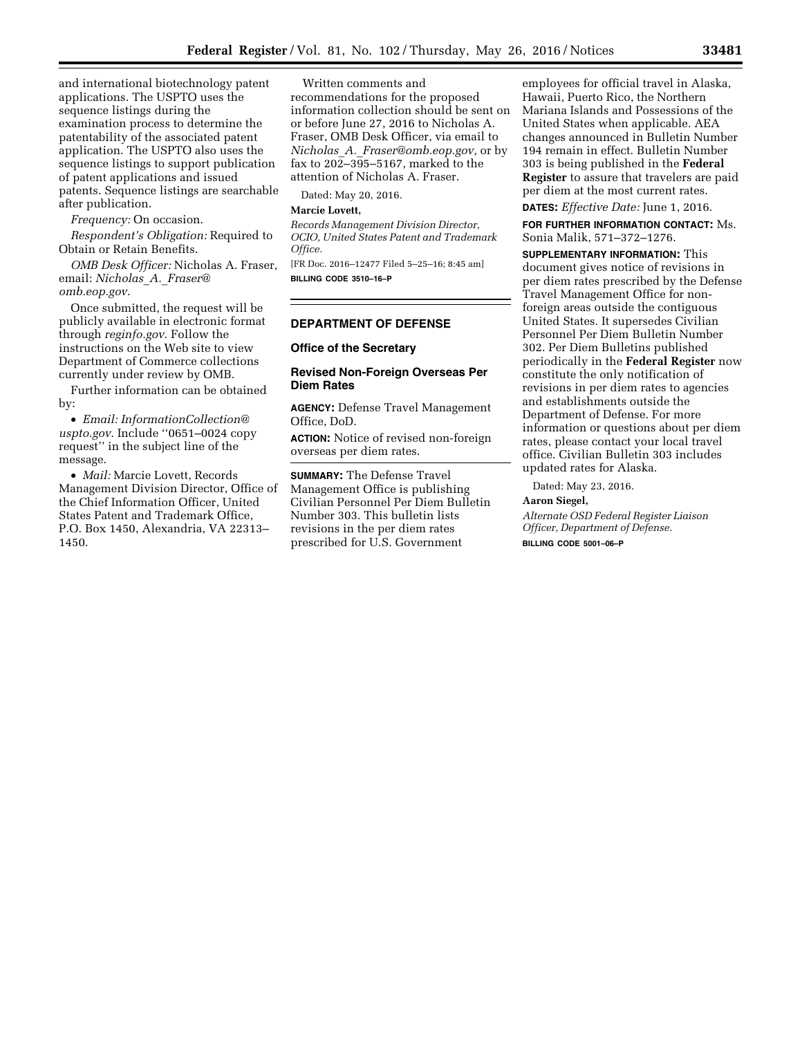and international biotechnology patent applications. The USPTO uses the sequence listings during the examination process to determine the patentability of the associated patent application. The USPTO also uses the sequence listings to support publication of patent applications and issued patents. Sequence listings are searchable after publication.

*Frequency:* On occasion.

*Respondent's Obligation:* Required to Obtain or Retain Benefits.

*OMB Desk Officer:* Nicholas A. Fraser, email: *Nicholas_A._Fraser@omb.eop.gov*.

Once submitted, the request will be publicly available in electronic format through *reginfo.gov*. Follow the instructions on the Web site to view Department of Commerce collections currently under review by OMB.

Further information can be obtained by:

- *Email: InformationCollection@uspto.gov*. Include ''0651–0024 copy request'' in the subject line of the message.
- *Mail:* Marcie Lovett, Records Management Division Director, Office of the Chief Information Officer, United States Patent and Trademark Office, P.O. Box 1450, Alexandria, VA 22313–1450.

Written comments and recommendations for the proposed information collection should be sent on or before June 27, 2016 to Nicholas A. Fraser, OMB Desk Officer, via email to *Nicholas_A._Fraser@omb.eop.gov,* or by fax to 202–395–5167, marked to the attention of Nicholas A. Fraser.

Dated: May 20, 2016.

**Marcie Lovett,**

*Records Management Division Director, OCIO, United States Patent and Trademark Office.*

[FR Doc. 2016–12477 Filed 5–25–16; 8:45 am]

**BILLING CODE 3510–16–P**

## DEPARTMENT OF DEFENSE

### Office of the Secretary

### Revised Non-Foreign Overseas Per Diem Rates

**AGENCY:** Defense Travel Management Office, DoD.

**ACTION:** Notice of revised non-foreign overseas per diem rates.

**SUMMARY:** The Defense Travel Management Office is publishing Civilian Personnel Per Diem Bulletin Number 303. This bulletin lists revisions in the per diem rates prescribed for U.S. Government employees for official travel in Alaska, Hawaii, Puerto Rico, the Northern Mariana Islands and Possessions of the United States when applicable. AEA changes announced in Bulletin Number 194 remain in effect. Bulletin Number 303 is being published in the **Federal Register** to assure that travelers are paid per diem at the most current rates.

**DATES:** *Effective Date:* June 1, 2016.

**FOR FURTHER INFORMATION CONTACT:** Ms. Sonia Malik, 571–372–1276.

**SUPPLEMENTARY INFORMATION:** This document gives notice of revisions in per diem rates prescribed by the Defense Travel Management Office for non-foreign areas outside the contiguous United States. It supersedes Civilian Personnel Per Diem Bulletin Number 302. Per Diem Bulletins published periodically in the **Federal Register** now constitute the only notification of revisions in per diem rates to agencies and establishments outside the Department of Defense. For more information or questions about per diem rates, please contact your local travel office. Civilian Bulletin 303 includes updated rates for Alaska.

Dated: May 23, 2016.

**Aaron Siegel,**

*Alternate OSD Federal Register Liaison Officer, Department of Defense.*

**BILLING CODE 5001–06–P**